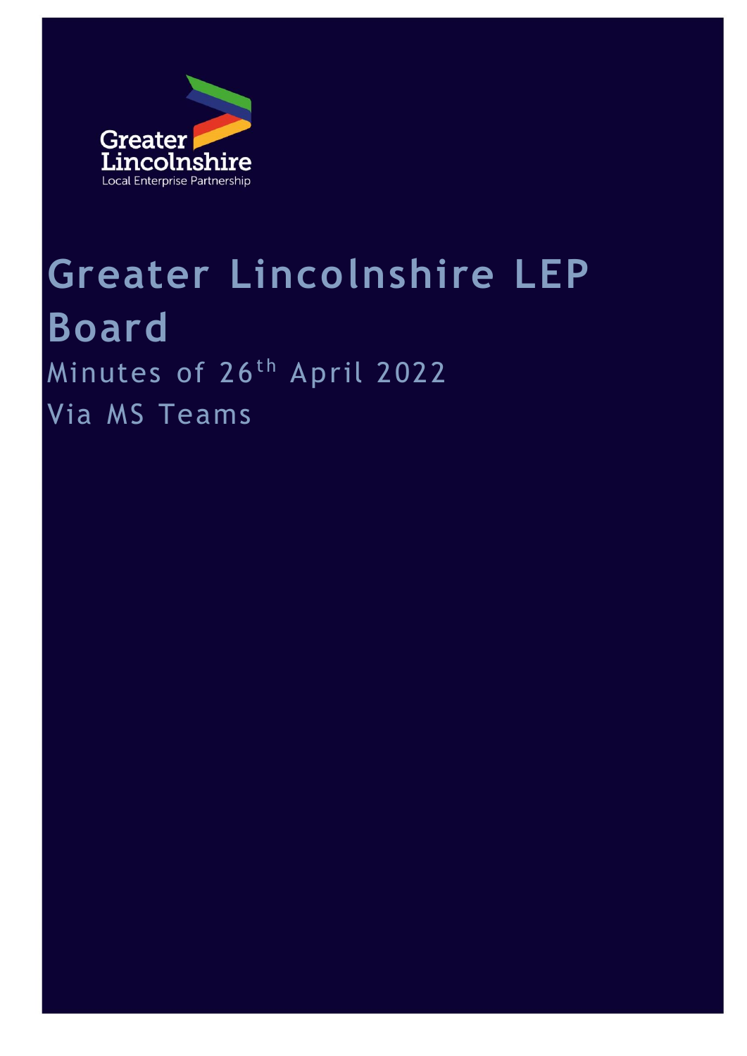Greater Lincolnshire
Local Enterprise Partnership

# Greater Lincolnshire LEP Board

Minutes of 26th April 2022

Via MS Teams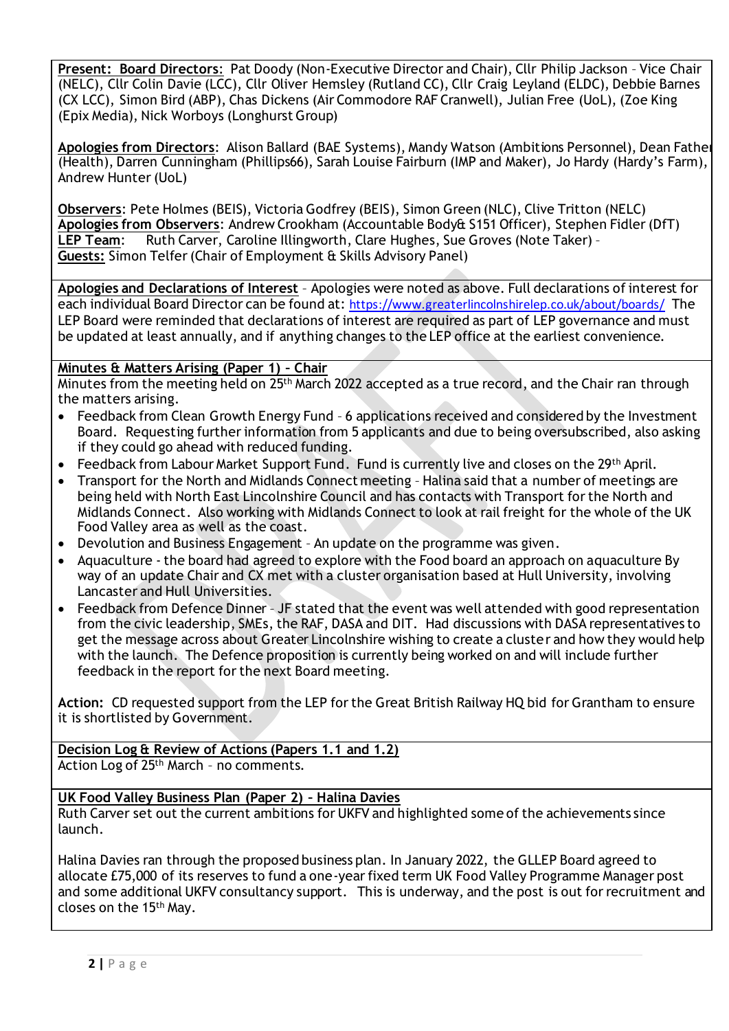**Present: Board Directors**: Pat Doody (Non-Executive Director and Chair), Cllr Philip Jackson – Vice Chair (NELC), Cllr Colin Davie (LCC), Cllr Oliver Hemsley (Rutland CC), Cllr Craig Leyland (ELDC), Debbie Barnes (CX LCC), Simon Bird (ABP), Chas Dickens (Air Commodore RAF Cranwell), Julian Free (UoL), (Zoe King (Epix Media), Nick Worboys (Longhurst Group)

**Apologies from Directors**: Alison Ballard (BAE Systems), Mandy Watson (Ambitions Personnel), Dean Father (Health), Darren Cunningham (Phillips66), Sarah Louise Fairburn (IMP and Maker), Jo Hardy (Hardy's Farm), Andrew Hunter (UoL)

**Observers**: Pete Holmes (BEIS), Victoria Godfrey (BEIS), Simon Green (NLC), Clive Tritton (NELC)
**Apologies from Observers**: Andrew Crookham (Accountable Body& S151 Officer), Stephen Fidler (DfT)
**LEP Team**: Ruth Carver, Caroline Illingworth, Clare Hughes, Sue Groves (Note Taker) –
**Guests:** Simon Telfer (Chair of Employment & Skills Advisory Panel)

**Apologies and Declarations of Interest** – Apologies were noted as above. Full declarations of interest for each individual Board Director can be found at: https://www.greaterlincolnshirelep.co.uk/about/boards/ The LEP Board were reminded that declarations of interest are required as part of LEP governance and must be updated at least annually, and if anything changes to the LEP office at the earliest convenience.

**Minutes & Matters Arising (Paper 1) – Chair**
Minutes from the meeting held on 25th March 2022 accepted as a true record, and the Chair ran through the matters arising.

- Feedback from Clean Growth Energy Fund – 6 applications received and considered by the Investment Board. Requesting further information from 5 applicants and due to being oversubscribed, also asking if they could go ahead with reduced funding.
- Feedback from Labour Market Support Fund. Fund is currently live and closes on the 29th April.
- Transport for the North and Midlands Connect meeting – Halina said that a number of meetings are being held with North East Lincolnshire Council and has contacts with Transport for the North and Midlands Connect. Also working with Midlands Connect to look at rail freight for the whole of the UK Food Valley area as well as the coast.
- Devolution and Business Engagement – An update on the programme was given.
- Aquaculture - the board had agreed to explore with the Food board an approach on aquaculture By way of an update Chair and CX met with a cluster organisation based at Hull University, involving Lancaster and Hull Universities.
- Feedback from Defence Dinner – JF stated that the event was well attended with good representation from the civic leadership, SMEs, the RAF, DASA and DIT. Had discussions with DASA representatives to get the message across about Greater Lincolnshire wishing to create a cluster and how they would help with the launch. The Defence proposition is currently being worked on and will include further feedback in the report for the next Board meeting.

**Action:** CD requested support from the LEP for the Great British Railway HQ bid for Grantham to ensure it is shortlisted by Government.

**Decision Log & Review of Actions (Papers 1.1 and 1.2)**
Action Log of 25th March – no comments.

**UK Food Valley Business Plan (Paper 2) – Halina Davies**
Ruth Carver set out the current ambitions for UKFV and highlighted some of the achievements since launch.

Halina Davies ran through the proposed business plan. In January 2022, the GLLEP Board agreed to allocate £75,000 of its reserves to fund a one-year fixed term UK Food Valley Programme Manager post and some additional UKFV consultancy support. This is underway, and the post is out for recruitment and closes on the 15th May.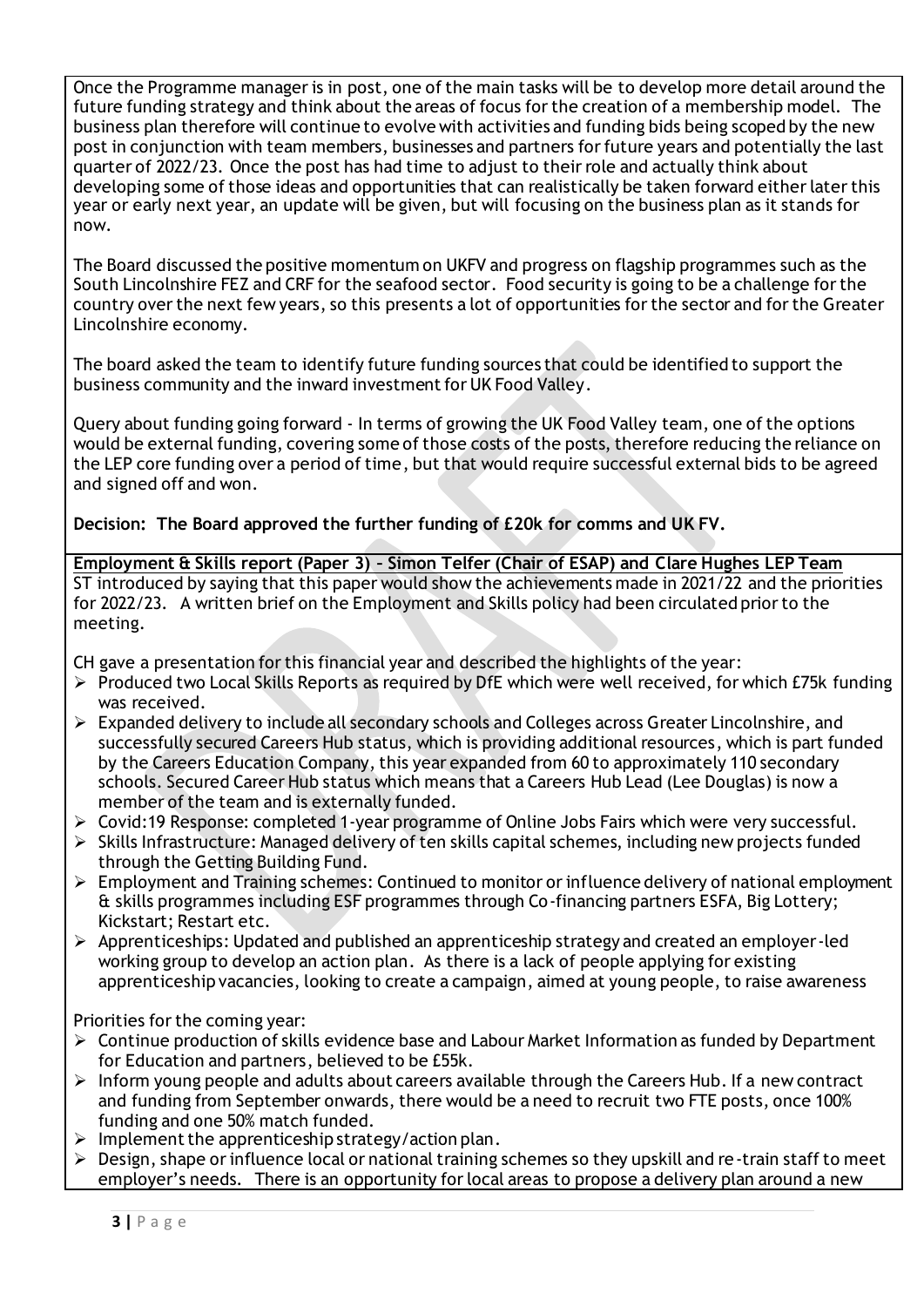Once the Programme manager is in post, one of the main tasks will be to develop more detail around the future funding strategy and think about the areas of focus for the creation of a membership model. The business plan therefore will continue to evolve with activities and funding bids being scoped by the new post in conjunction with team members, businesses and partners for future years and potentially the last quarter of 2022/23. Once the post has had time to adjust to their role and actually think about developing some of those ideas and opportunities that can realistically be taken forward either later this year or early next year, an update will be given, but will focusing on the business plan as it stands for now.

The Board discussed the positive momentum on UKFV and progress on flagship programmes such as the South Lincolnshire FEZ and CRF for the seafood sector. Food security is going to be a challenge for the country over the next few years, so this presents a lot of opportunities for the sector and for the Greater Lincolnshire economy.

The board asked the team to identify future funding sources that could be identified to support the business community and the inward investment for UK Food Valley.

Query about funding going forward - In terms of growing the UK Food Valley team, one of the options would be external funding, covering some of those costs of the posts, therefore reducing the reliance on the LEP core funding over a period of time, but that would require successful external bids to be agreed and signed off and won.

**Decision: The Board approved the further funding of £20k for comms and UK FV.**

**Employment & Skills report (Paper 3) – Simon Telfer (Chair of ESAP) and Clare Hughes LEP Team**

ST introduced by saying that this paper would show the achievements made in 2021/22 and the priorities for 2022/23. A written brief on the Employment and Skills policy had been circulated prior to the meeting.

CH gave a presentation for this financial year and described the highlights of the year:

- Produced two Local Skills Reports as required by DfE which were well received, for which £75k funding was received.
- Expanded delivery to include all secondary schools and Colleges across Greater Lincolnshire, and successfully secured Careers Hub status, which is providing additional resources, which is part funded by the Careers Education Company, this year expanded from 60 to approximately 110 secondary schools. Secured Career Hub status which means that a Careers Hub Lead (Lee Douglas) is now a member of the team and is externally funded.
- Covid:19 Response: completed 1-year programme of Online Jobs Fairs which were very successful.
- Skills Infrastructure: Managed delivery of ten skills capital schemes, including new projects funded through the Getting Building Fund.
- Employment and Training schemes: Continued to monitor or influence delivery of national employment & skills programmes including ESF programmes through Co-financing partners ESFA, Big Lottery; Kickstart; Restart etc.
- Apprenticeships: Updated and published an apprenticeship strategy and created an employer-led working group to develop an action plan. As there is a lack of people applying for existing apprenticeship vacancies, looking to create a campaign, aimed at young people, to raise awareness

Priorities for the coming year:

- Continue production of skills evidence base and Labour Market Information as funded by Department for Education and partners, believed to be £55k.
- Inform young people and adults about careers available through the Careers Hub. If a new contract and funding from September onwards, there would be a need to recruit two FTE posts, once 100% funding and one 50% match funded.
- Implement the apprenticeship strategy/action plan.
- Design, shape or influence local or national training schemes so they upskill and re-train staff to meet employer's needs. There is an opportunity for local areas to propose a delivery plan around a new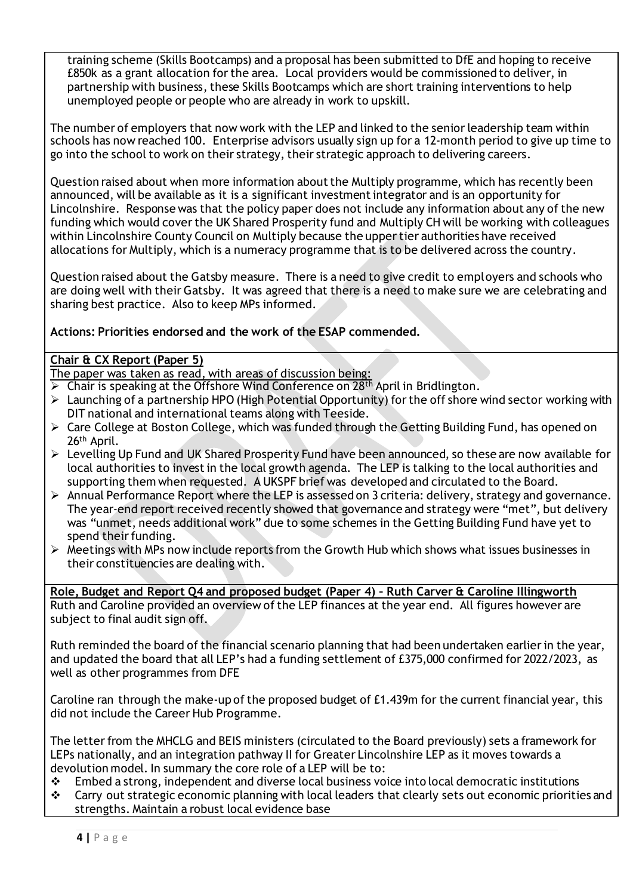training scheme (Skills Bootcamps) and a proposal has been submitted to DfE and hoping to receive £850k as a grant allocation for the area. Local providers would be commissioned to deliver, in partnership with business, these Skills Bootcamps which are short training interventions to help unemployed people or people who are already in work to upskill.

The number of employers that now work with the LEP and linked to the senior leadership team within schools has now reached 100. Enterprise advisors usually sign up for a 12-month period to give up time to go into the school to work on their strategy, their strategic approach to delivering careers.

Question raised about when more information about the Multiply programme, which has recently been announced, will be available as it is a significant investment integrator and is an opportunity for Lincolnshire. Response was that the policy paper does not include any information about any of the new funding which would cover the UK Shared Prosperity fund and Multiply CH will be working with colleagues within Lincolnshire County Council on Multiply because the upper tier authorities have received allocations for Multiply, which is a numeracy programme that is to be delivered across the country.

Question raised about the Gatsby measure. There is a need to give credit to employers and schools who are doing well with their Gatsby. It was agreed that there is a need to make sure we are celebrating and sharing best practice. Also to keep MPs informed.

**Actions: Priorities endorsed and the work of the ESAP commended.**

**Chair & CX Report (Paper 5)**

The paper was taken as read, with areas of discussion being:

- Chair is speaking at the Offshore Wind Conference on 28th April in Bridlington.
- Launching of a partnership HPO (High Potential Opportunity) for the off shore wind sector working with DIT national and international teams along with Teeside.
- Care College at Boston College, which was funded through the Getting Building Fund, has opened on 26th April.
- Levelling Up Fund and UK Shared Prosperity Fund have been announced, so these are now available for local authorities to invest in the local growth agenda. The LEP is talking to the local authorities and supporting them when requested. A UKSPF brief was developed and circulated to the Board.
- Annual Performance Report where the LEP is assessed on 3 criteria: delivery, strategy and governance. The year-end report received recently showed that governance and strategy were "met", but delivery was "unmet, needs additional work" due to some schemes in the Getting Building Fund have yet to spend their funding.
- Meetings with MPs now include reports from the Growth Hub which shows what issues businesses in their constituencies are dealing with.

**Role, Budget and Report Q4 and proposed budget (Paper 4) – Ruth Carver & Caroline Illingworth**

Ruth and Caroline provided an overview of the LEP finances at the year end. All figures however are subject to final audit sign off.

Ruth reminded the board of the financial scenario planning that had been undertaken earlier in the year, and updated the board that all LEP's had a funding settlement of £375,000 confirmed for 2022/2023, as well as other programmes from DFE

Caroline ran through the make-up of the proposed budget of £1.439m for the current financial year, this did not include the Career Hub Programme.

The letter from the MHCLG and BEIS ministers (circulated to the Board previously) sets a framework for LEPs nationally, and an integration pathway II for Greater Lincolnshire LEP as it moves towards a devolution model. In summary the core role of a LEP will be to:

- Embed a strong, independent and diverse local business voice into local democratic institutions
- Carry out strategic economic planning with local leaders that clearly sets out economic priorities and strengths. Maintain a robust local evidence base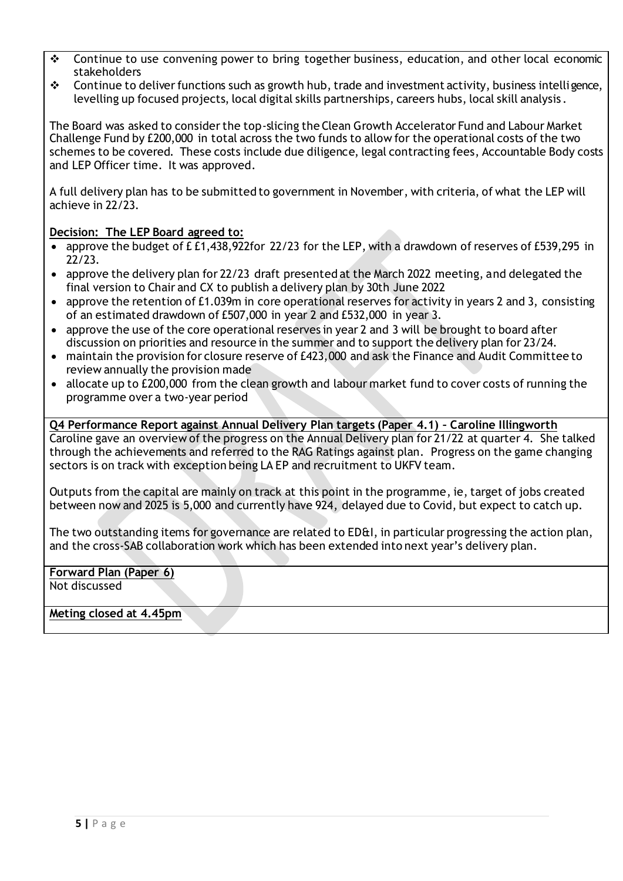- ❖ Continue to use convening power to bring together business, education, and other local economic stakeholders
- ❖ Continue to deliver functions such as growth hub, trade and investment activity, business intelligence, levelling up focused projects, local digital skills partnerships, careers hubs, local skill analysis.

The Board was asked to consider the top-slicing the Clean Growth Accelerator Fund and Labour Market Challenge Fund by £200,000 in total across the two funds to allow for the operational costs of the two schemes to be covered. These costs include due diligence, legal contracting fees, Accountable Body costs and LEP Officer time. It was approved.

A full delivery plan has to be submitted to government in November, with criteria, of what the LEP will achieve in 22/23.

**Decision: The LEP Board agreed to:**

- approve the budget of £ £1,438,922for 22/23 for the LEP, with a drawdown of reserves of £539,295 in 22/23.
- approve the delivery plan for 22/23 draft presented at the March 2022 meeting, and delegated the final version to Chair and CX to publish a delivery plan by 30th June 2022
- approve the retention of £1.039m in core operational reserves for activity in years 2 and 3, consisting of an estimated drawdown of £507,000 in year 2 and £532,000 in year 3.
- approve the use of the core operational reserves in year 2 and 3 will be brought to board after discussion on priorities and resource in the summer and to support the delivery plan for 23/24.
- maintain the provision for closure reserve of £423,000 and ask the Finance and Audit Committee to review annually the provision made
- allocate up to £200,000 from the clean growth and labour market fund to cover costs of running the programme over a two-year period

**Q4 Performance Report against Annual Delivery Plan targets (Paper 4.1) – Caroline Illingworth**

Caroline gave an overview of the progress on the Annual Delivery plan for 21/22 at quarter 4. She talked through the achievements and referred to the RAG Ratings against plan. Progress on the game changing sectors is on track with exception being LA EP and recruitment to UKFV team.

Outputs from the capital are mainly on track at this point in the programme, ie, target of jobs created between now and 2025 is 5,000 and currently have 924, delayed due to Covid, but expect to catch up.

The two outstanding items for governance are related to ED&I, in particular progressing the action plan, and the cross-SAB collaboration work which has been extended into next year's delivery plan.

**Forward Plan (Paper 6)**

Not discussed

**Meting closed at 4.45pm**